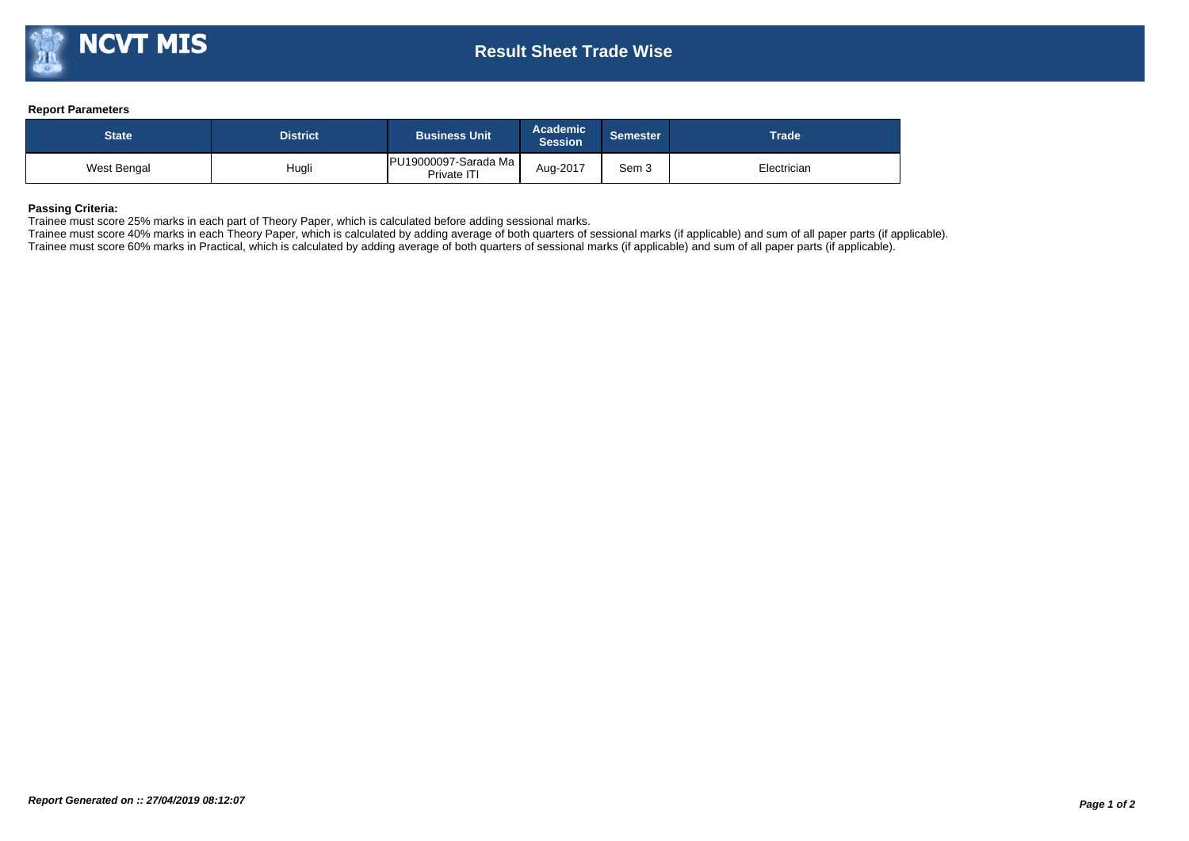# NCVT MIS

## Result Sheet Trade Wise

**Report Parameters**

| State | District | Business Unit | Academic Session | Semester | Trade |
|---|---|---|---|---|---|
| West Bengal | Hugli | PU19000097-Sarada Ma Private ITI | Aug-2017 | Sem 3 | Electrician |

**Passing Criteria:**

Trainee must score 25% marks in each part of Theory Paper, which is calculated before adding sessional marks.
Trainee must score 40% marks in each Theory Paper, which is calculated by adding average of both quarters of sessional marks (if applicable) and sum of all paper parts (if applicable).
Trainee must score 60% marks in Practical, which is calculated by adding average of both quarters of sessional marks (if applicable) and sum of all paper parts (if applicable).

***Report Generated on :: 27/04/2019 08:12:07***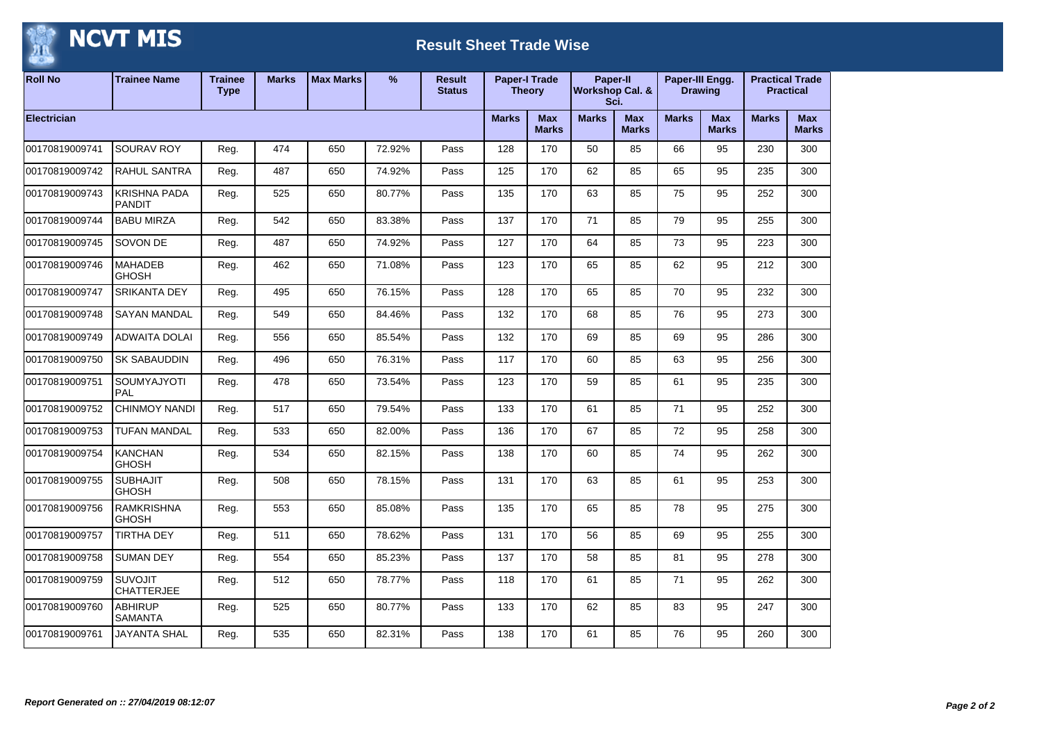# NCVT MIS

## Result Sheet Trade Wise

| Roll No | Trainee Name | Trainee Type | Marks | Max Marks | % | Result Status | Paper-I Trade Theory | | Paper-II Workshop Cal. & Sci. | | Paper-III Engg. Drawing | | Practical Trade Practical | |
|---|---|---|---|---|---|---|---|---|---|---|---|---|---|---|
| Electrician | | | | | | | Marks | Max Marks | Marks | Max Marks | Marks | Max Marks | Marks | Max Marks |
| 00170819009741 | SOURAV ROY | Reg. | 474 | 650 | 72.92% | Pass | 128 | 170 | 50 | 85 | 66 | 95 | 230 | 300 |
| 00170819009742 | RAHUL SANTRA | Reg. | 487 | 650 | 74.92% | Pass | 125 | 170 | 62 | 85 | 65 | 95 | 235 | 300 |
| 00170819009743 | KRISHNA PADA PANDIT | Reg. | 525 | 650 | 80.77% | Pass | 135 | 170 | 63 | 85 | 75 | 95 | 252 | 300 |
| 00170819009744 | BABU MIRZA | Reg. | 542 | 650 | 83.38% | Pass | 137 | 170 | 71 | 85 | 79 | 95 | 255 | 300 |
| 00170819009745 | SOVON DE | Reg. | 487 | 650 | 74.92% | Pass | 127 | 170 | 64 | 85 | 73 | 95 | 223 | 300 |
| 00170819009746 | MAHADEB GHOSH | Reg. | 462 | 650 | 71.08% | Pass | 123 | 170 | 65 | 85 | 62 | 95 | 212 | 300 |
| 00170819009747 | SRIKANTA DEY | Reg. | 495 | 650 | 76.15% | Pass | 128 | 170 | 65 | 85 | 70 | 95 | 232 | 300 |
| 00170819009748 | SAYAN MANDAL | Reg. | 549 | 650 | 84.46% | Pass | 132 | 170 | 68 | 85 | 76 | 95 | 273 | 300 |
| 00170819009749 | ADWAITA DOLAI | Reg. | 556 | 650 | 85.54% | Pass | 132 | 170 | 69 | 85 | 69 | 95 | 286 | 300 |
| 00170819009750 | SK SABAUDDIN | Reg. | 496 | 650 | 76.31% | Pass | 117 | 170 | 60 | 85 | 63 | 95 | 256 | 300 |
| 00170819009751 | SOUMYAJYOTI PAL | Reg. | 478 | 650 | 73.54% | Pass | 123 | 170 | 59 | 85 | 61 | 95 | 235 | 300 |
| 00170819009752 | CHINMOY NANDI | Reg. | 517 | 650 | 79.54% | Pass | 133 | 170 | 61 | 85 | 71 | 95 | 252 | 300 |
| 00170819009753 | TUFAN MANDAL | Reg. | 533 | 650 | 82.00% | Pass | 136 | 170 | 67 | 85 | 72 | 95 | 258 | 300 |
| 00170819009754 | KANCHAN GHOSH | Reg. | 534 | 650 | 82.15% | Pass | 138 | 170 | 60 | 85 | 74 | 95 | 262 | 300 |
| 00170819009755 | SUBHAJIT GHOSH | Reg. | 508 | 650 | 78.15% | Pass | 131 | 170 | 63 | 85 | 61 | 95 | 253 | 300 |
| 00170819009756 | RAMKRISHNA GHOSH | Reg. | 553 | 650 | 85.08% | Pass | 135 | 170 | 65 | 85 | 78 | 95 | 275 | 300 |
| 00170819009757 | TIRTHA DEY | Reg. | 511 | 650 | 78.62% | Pass | 131 | 170 | 56 | 85 | 69 | 95 | 255 | 300 |
| 00170819009758 | SUMAN DEY | Reg. | 554 | 650 | 85.23% | Pass | 137 | 170 | 58 | 85 | 81 | 95 | 278 | 300 |
| 00170819009759 | SUVOJIT CHATTERJEE | Reg. | 512 | 650 | 78.77% | Pass | 118 | 170 | 61 | 85 | 71 | 95 | 262 | 300 |
| 00170819009760 | ABHIRUP SAMANTA | Reg. | 525 | 650 | 80.77% | Pass | 133 | 170 | 62 | 85 | 83 | 95 | 247 | 300 |
| 00170819009761 | JAYANTA SHAL | Reg. | 535 | 650 | 82.31% | Pass | 138 | 170 | 61 | 85 | 76 | 95 | 260 | 300 |

*Report Generated on :: 27/04/2019 08:12:07*